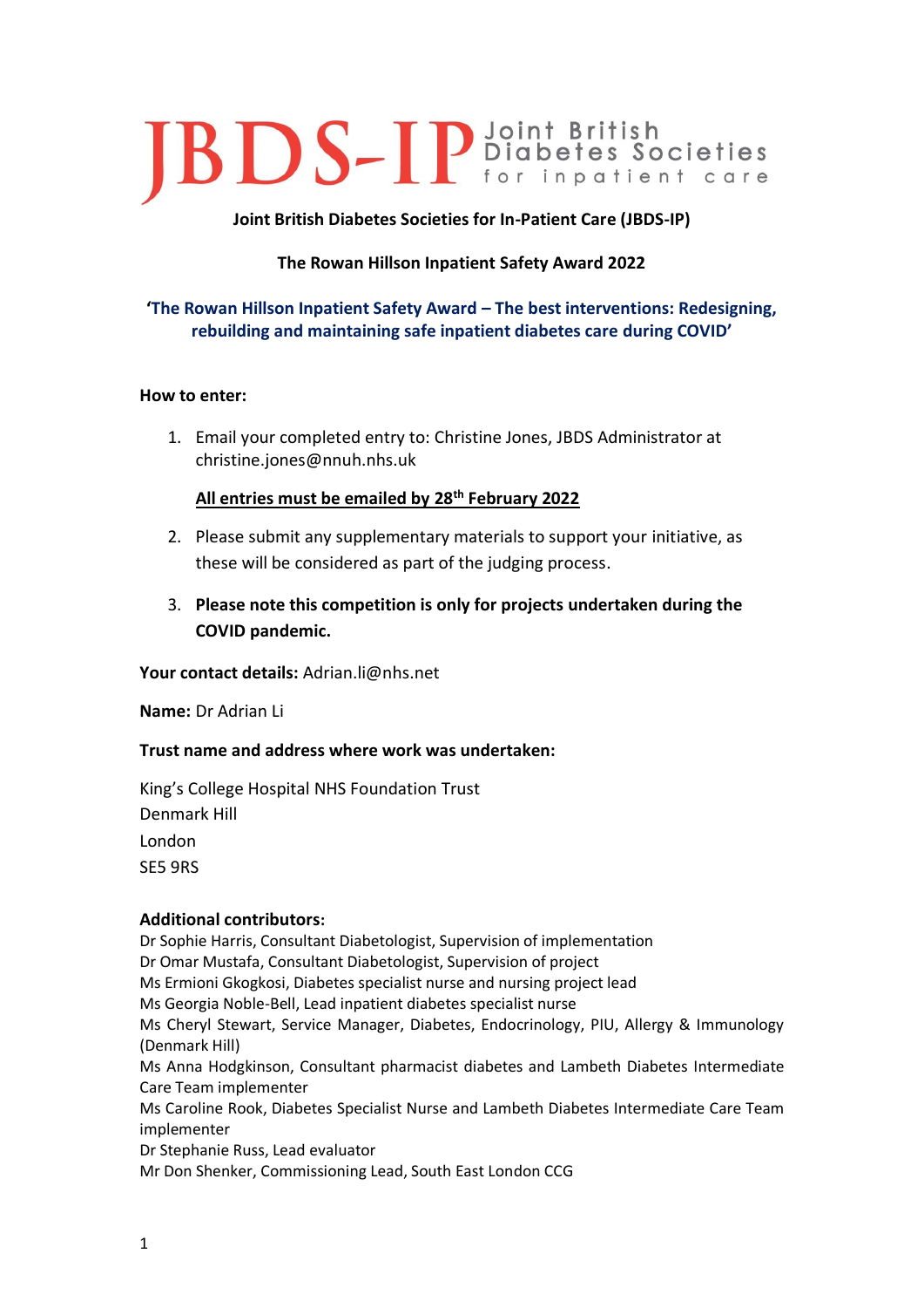# JBDS-IP Joint British Diabetes Societies for inpatient care

**Joint British Diabetes Societies for In-Patient Care (JBDS-IP)**

**The Rowan Hillson Inpatient Safety Award 2022**

**'The Rowan Hillson Inpatient Safety Award – The best interventions: Redesigning, rebuilding and maintaining safe inpatient diabetes care during COVID'**

**How to enter:**

1. Email your completed entry to: Christine Jones, JBDS Administrator at christine.jones@nnuh.nhs.uk

   **All entries must be emailed by 28th February 2022**

2. Please submit any supplementary materials to support your initiative, as these will be considered as part of the judging process.

3. **Please note this competition is only for projects undertaken during the COVID pandemic.**

**Your contact details:** Adrian.li@nhs.net

**Name:** Dr Adrian Li

**Trust name and address where work was undertaken:**

King's College Hospital NHS Foundation Trust
Denmark Hill
London
SE5 9RS

**Additional contributors:**

Dr Sophie Harris, Consultant Diabetologist, Supervision of implementation
Dr Omar Mustafa, Consultant Diabetologist, Supervision of project
Ms Ermioni Gkogkosi, Diabetes specialist nurse and nursing project lead
Ms Georgia Noble-Bell, Lead inpatient diabetes specialist nurse
Ms Cheryl Stewart, Service Manager, Diabetes, Endocrinology, PIU, Allergy & Immunology (Denmark Hill)
Ms Anna Hodgkinson, Consultant pharmacist diabetes and Lambeth Diabetes Intermediate Care Team implementer
Ms Caroline Rook, Diabetes Specialist Nurse and Lambeth Diabetes Intermediate Care Team implementer
Dr Stephanie Russ, Lead evaluator
Mr Don Shenker, Commissioning Lead, South East London CCG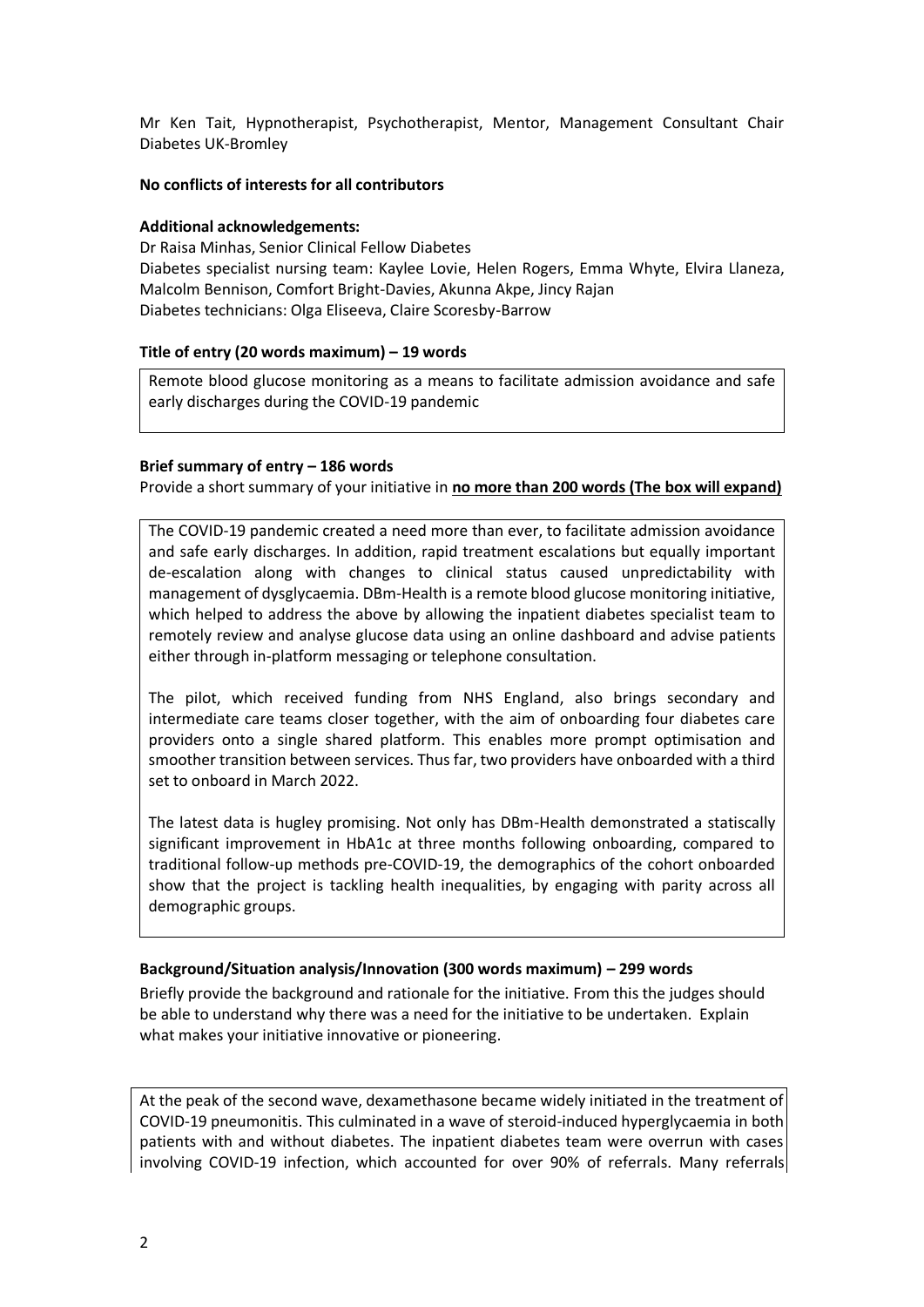Mr Ken Tait, Hypnotherapist, Psychotherapist, Mentor, Management Consultant Chair Diabetes UK-Bromley

**No conflicts of interests for all contributors**

**Additional acknowledgements:**
Dr Raisa Minhas, Senior Clinical Fellow Diabetes
Diabetes specialist nursing team: Kaylee Lovie, Helen Rogers, Emma Whyte, Elvira Llaneza, Malcolm Bennison, Comfort Bright-Davies, Akunna Akpe, Jincy Rajan
Diabetes technicians: Olga Eliseeva, Claire Scoresby-Barrow

**Title of entry (20 words maximum) – 19 words**

Remote blood glucose monitoring as a means to facilitate admission avoidance and safe early discharges during the COVID-19 pandemic

**Brief summary of entry – 186 words**

Provide a short summary of your initiative in **no more than 200 words (The box will expand)**

The COVID-19 pandemic created a need more than ever, to facilitate admission avoidance and safe early discharges. In addition, rapid treatment escalations but equally important de-escalation along with changes to clinical status caused unpredictability with management of dysglycaemia. DBm-Health is a remote blood glucose monitoring initiative, which helped to address the above by allowing the inpatient diabetes specialist team to remotely review and analyse glucose data using an online dashboard and advise patients either through in-platform messaging or telephone consultation.

The pilot, which received funding from NHS England, also brings secondary and intermediate care teams closer together, with the aim of onboarding four diabetes care providers onto a single shared platform. This enables more prompt optimisation and smoother transition between services. Thus far, two providers have onboarded with a third set to onboard in March 2022.

The latest data is hugley promising. Not only has DBm-Health demonstrated a statiscally significant improvement in HbA1c at three months following onboarding, compared to traditional follow-up methods pre-COVID-19, the demographics of the cohort onboarded show that the project is tackling health inequalities, by engaging with parity across all demographic groups.

**Background/Situation analysis/Innovation (300 words maximum) – 299 words**

Briefly provide the background and rationale for the initiative. From this the judges should be able to understand why there was a need for the initiative to be undertaken. Explain what makes your initiative innovative or pioneering.

At the peak of the second wave, dexamethasone became widely initiated in the treatment of COVID-19 pneumonitis. This culminated in a wave of steroid-induced hyperglycaemia in both patients with and without diabetes. The inpatient diabetes team were overrun with cases involving COVID-19 infection, which accounted for over 90% of referrals. Many referrals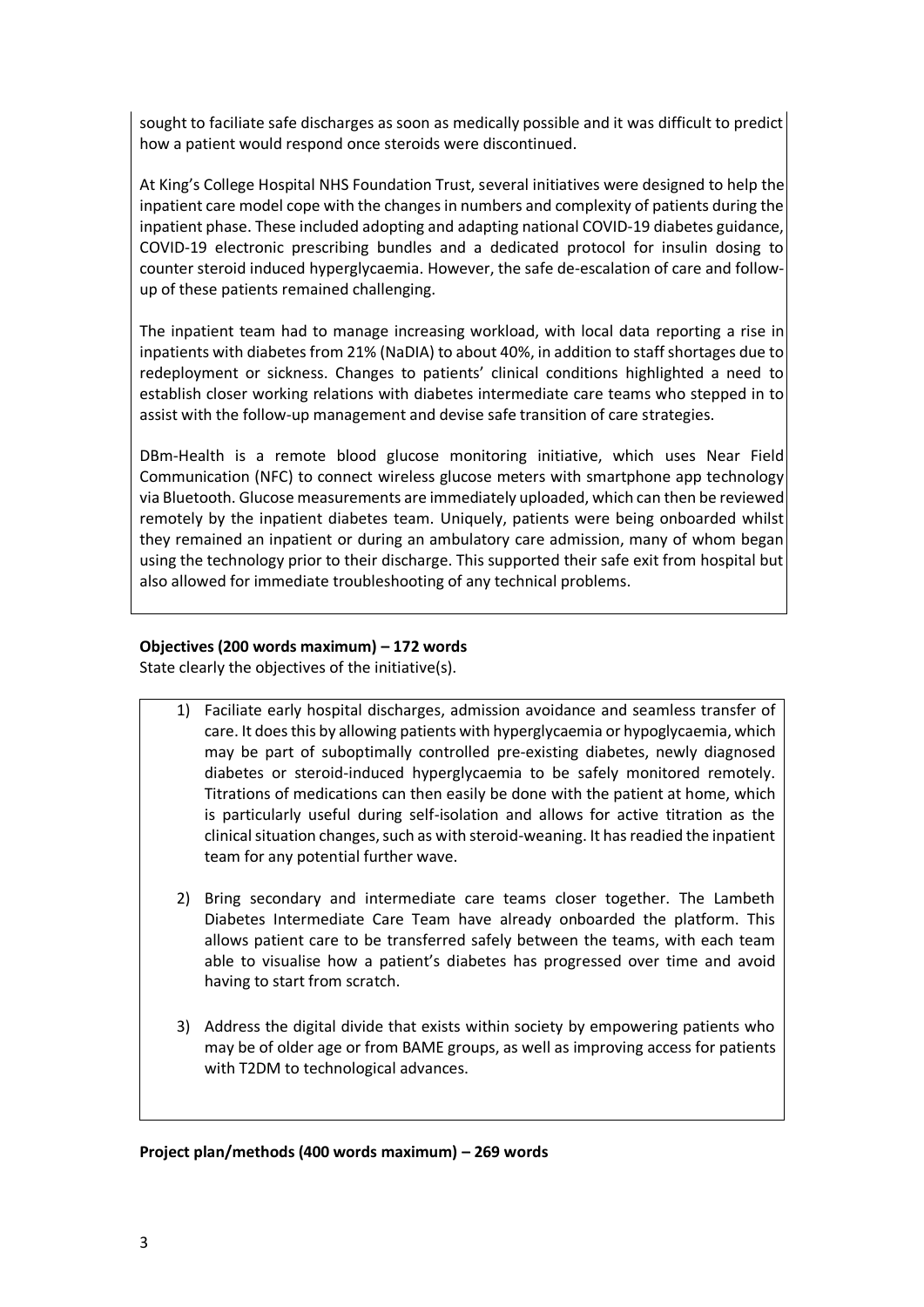sought to faciliate safe discharges as soon as medically possible and it was difficult to predict how a patient would respond once steroids were discontinued.

At King's College Hospital NHS Foundation Trust, several initiatives were designed to help the inpatient care model cope with the changes in numbers and complexity of patients during the inpatient phase. These included adopting and adapting national COVID-19 diabetes guidance, COVID-19 electronic prescribing bundles and a dedicated protocol for insulin dosing to counter steroid induced hyperglycaemia. However, the safe de-escalation of care and follow-up of these patients remained challenging.

The inpatient team had to manage increasing workload, with local data reporting a rise in inpatients with diabetes from 21% (NaDIA) to about 40%, in addition to staff shortages due to redeployment or sickness. Changes to patients' clinical conditions highlighted a need to establish closer working relations with diabetes intermediate care teams who stepped in to assist with the follow-up management and devise safe transition of care strategies.

DBm-Health is a remote blood glucose monitoring initiative, which uses Near Field Communication (NFC) to connect wireless glucose meters with smartphone app technology via Bluetooth. Glucose measurements are immediately uploaded, which can then be reviewed remotely by the inpatient diabetes team. Uniquely, patients were being onboarded whilst they remained an inpatient or during an ambulatory care admission, many of whom began using the technology prior to their discharge. This supported their safe exit from hospital but also allowed for immediate troubleshooting of any technical problems.

**Objectives (200 words maximum) – 172 words**

State clearly the objectives of the initiative(s).

1) Faciliate early hospital discharges, admission avoidance and seamless transfer of care. It does this by allowing patients with hyperglycaemia or hypoglycaemia, which may be part of suboptimally controlled pre-existing diabetes, newly diagnosed diabetes or steroid-induced hyperglycaemia to be safely monitored remotely. Titrations of medications can then easily be done with the patient at home, which is particularly useful during self-isolation and allows for active titration as the clinical situation changes, such as with steroid-weaning. It has readied the inpatient team for any potential further wave.

2) Bring secondary and intermediate care teams closer together. The Lambeth Diabetes Intermediate Care Team have already onboarded the platform. This allows patient care to be transferred safely between the teams, with each team able to visualise how a patient's diabetes has progressed over time and avoid having to start from scratch.

3) Address the digital divide that exists within society by empowering patients who may be of older age or from BAME groups, as well as improving access for patients with T2DM to technological advances.

**Project plan/methods (400 words maximum) – 269 words**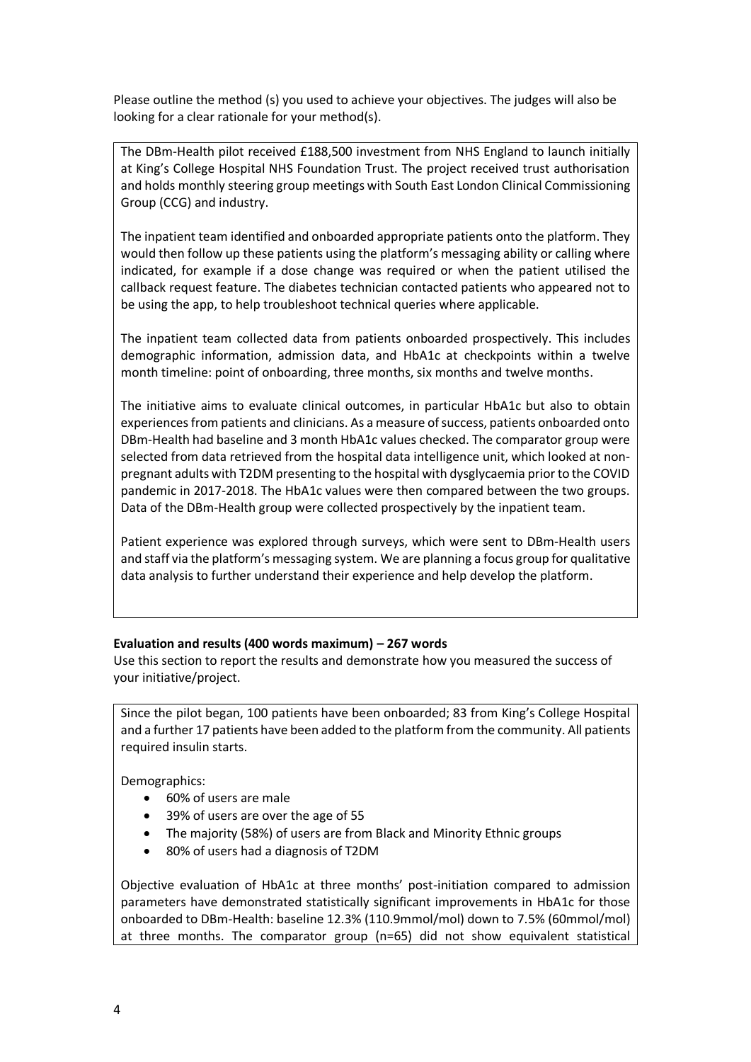Please outline the method (s) you used to achieve your objectives. The judges will also be looking for a clear rationale for your method(s).

The DBm-Health pilot received £188,500 investment from NHS England to launch initially at King's College Hospital NHS Foundation Trust. The project received trust authorisation and holds monthly steering group meetings with South East London Clinical Commissioning Group (CCG) and industry.

The inpatient team identified and onboarded appropriate patients onto the platform. They would then follow up these patients using the platform's messaging ability or calling where indicated, for example if a dose change was required or when the patient utilised the callback request feature. The diabetes technician contacted patients who appeared not to be using the app, to help troubleshoot technical queries where applicable.

The inpatient team collected data from patients onboarded prospectively. This includes demographic information, admission data, and HbA1c at checkpoints within a twelve month timeline: point of onboarding, three months, six months and twelve months.

The initiative aims to evaluate clinical outcomes, in particular HbA1c but also to obtain experiences from patients and clinicians. As a measure of success, patients onboarded onto DBm-Health had baseline and 3 month HbA1c values checked. The comparator group were selected from data retrieved from the hospital data intelligence unit, which looked at non-pregnant adults with T2DM presenting to the hospital with dysglycaemia prior to the COVID pandemic in 2017-2018. The HbA1c values were then compared between the two groups. Data of the DBm-Health group were collected prospectively by the inpatient team.

Patient experience was explored through surveys, which were sent to DBm-Health users and staff via the platform's messaging system. We are planning a focus group for qualitative data analysis to further understand their experience and help develop the platform.

**Evaluation and results (400 words maximum) – 267 words**

Use this section to report the results and demonstrate how you measured the success of your initiative/project.

Since the pilot began, 100 patients have been onboarded; 83 from King's College Hospital and a further 17 patients have been added to the platform from the community. All patients required insulin starts.

Demographics:

- 60% of users are male
- 39% of users are over the age of 55
- The majority (58%) of users are from Black and Minority Ethnic groups
- 80% of users had a diagnosis of T2DM

Objective evaluation of HbA1c at three months' post-initiation compared to admission parameters have demonstrated statistically significant improvements in HbA1c for those onboarded to DBm-Health: baseline 12.3% (110.9mmol/mol) down to 7.5% (60mmol/mol) at three months. The comparator group (n=65) did not show equivalent statistical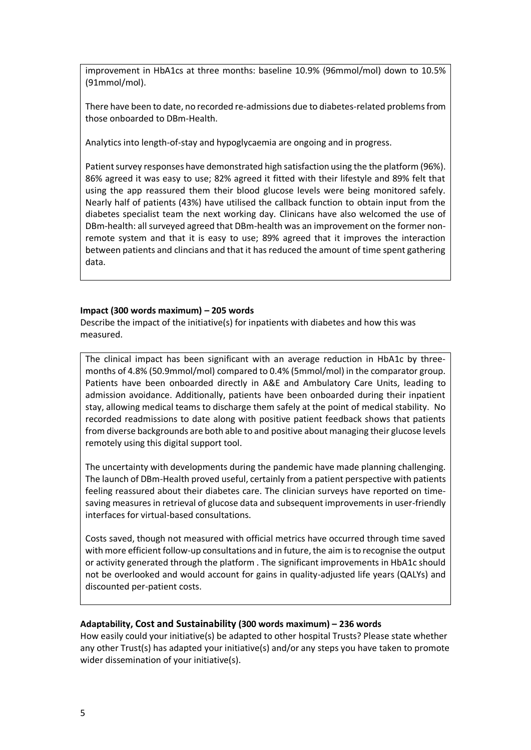improvement in HbA1cs at three months: baseline 10.9% (96mmol/mol) down to 10.5% (91mmol/mol).

There have been to date, no recorded re-admissions due to diabetes-related problems from those onboarded to DBm-Health.

Analytics into length-of-stay and hypoglycaemia are ongoing and in progress.

Patient survey responses have demonstrated high satisfaction using the the platform (96%). 86% agreed it was easy to use; 82% agreed it fitted with their lifestyle and 89% felt that using the app reassured them their blood glucose levels were being monitored safely. Nearly half of patients (43%) have utilised the callback function to obtain input from the diabetes specialist team the next working day. Clinicans have also welcomed the use of DBm-health: all surveyed agreed that DBm-health was an improvement on the former non-remote system and that it is easy to use; 89% agreed that it improves the interaction between patients and clincians and that it has reduced the amount of time spent gathering data.

**Impact (300 words maximum) – 205 words**

Describe the impact of the initiative(s) for inpatients with diabetes and how this was measured.

The clinical impact has been significant with an average reduction in HbA1c by three-months of 4.8% (50.9mmol/mol) compared to 0.4% (5mmol/mol) in the comparator group. Patients have been onboarded directly in A&E and Ambulatory Care Units, leading to admission avoidance. Additionally, patients have been onboarded during their inpatient stay, allowing medical teams to discharge them safely at the point of medical stability. No recorded readmissions to date along with positive patient feedback shows that patients from diverse backgrounds are both able to and positive about managing their glucose levels remotely using this digital support tool.

The uncertainty with developments during the pandemic have made planning challenging. The launch of DBm-Health proved useful, certainly from a patient perspective with patients feeling reassured about their diabetes care. The clinician surveys have reported on time-saving measures in retrieval of glucose data and subsequent improvements in user-friendly interfaces for virtual-based consultations.

Costs saved, though not measured with official metrics have occurred through time saved with more efficient follow-up consultations and in future, the aim is to recognise the output or activity generated through the platform . The significant improvements in HbA1c should not be overlooked and would account for gains in quality-adjusted life years (QALYs) and discounted per-patient costs.

**Adaptability, Cost and Sustainability (300 words maximum) – 236 words**

How easily could your initiative(s) be adapted to other hospital Trusts? Please state whether any other Trust(s) has adapted your initiative(s) and/or any steps you have taken to promote wider dissemination of your initiative(s).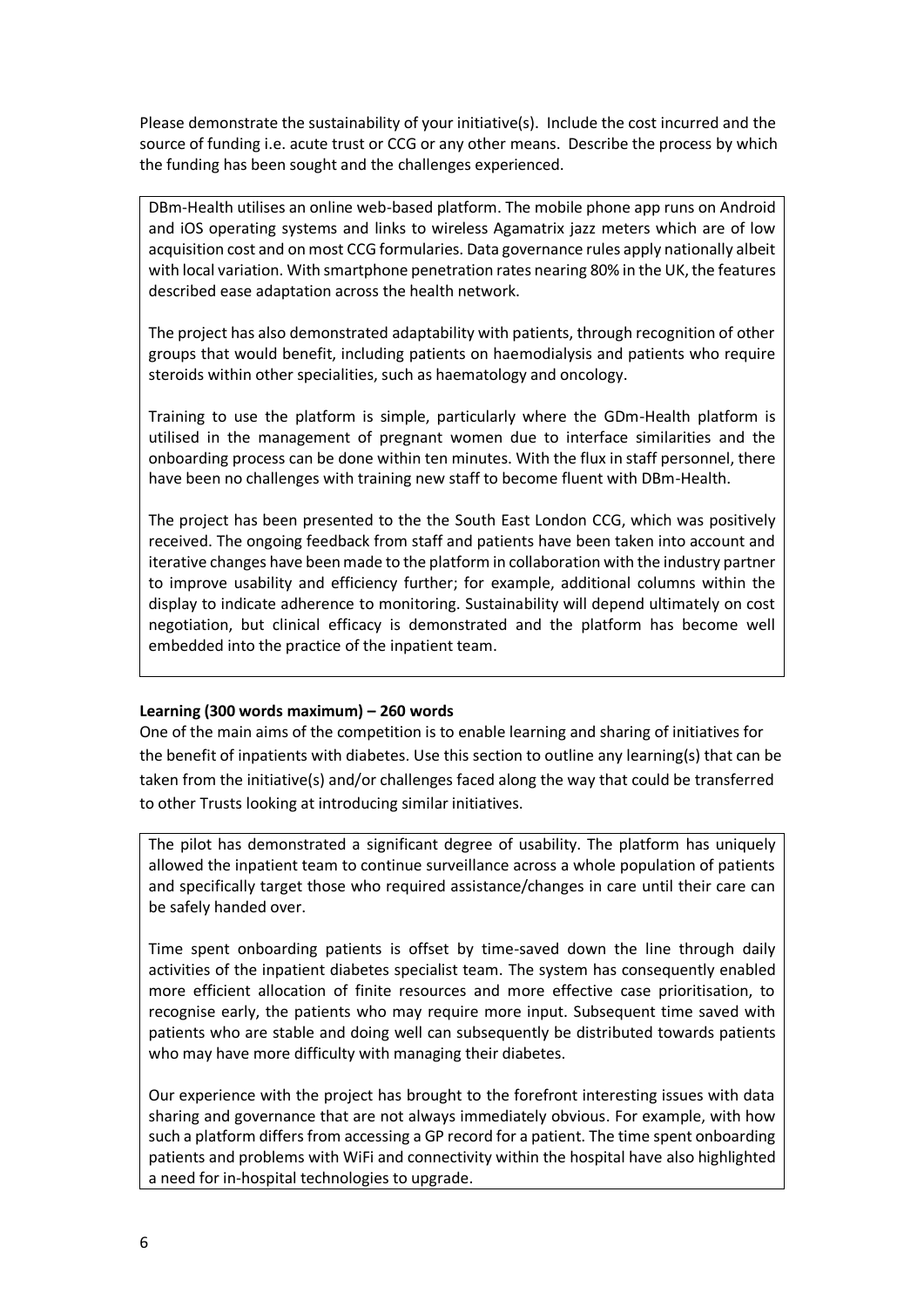Please demonstrate the sustainability of your initiative(s). Include the cost incurred and the source of funding i.e. acute trust or CCG or any other means. Describe the process by which the funding has been sought and the challenges experienced.

DBm-Health utilises an online web-based platform. The mobile phone app runs on Android and iOS operating systems and links to wireless Agamatrix jazz meters which are of low acquisition cost and on most CCG formularies. Data governance rules apply nationally albeit with local variation. With smartphone penetration rates nearing 80% in the UK, the features described ease adaptation across the health network.

The project has also demonstrated adaptability with patients, through recognition of other groups that would benefit, including patients on haemodialysis and patients who require steroids within other specialities, such as haematology and oncology.

Training to use the platform is simple, particularly where the GDm-Health platform is utilised in the management of pregnant women due to interface similarities and the onboarding process can be done within ten minutes. With the flux in staff personnel, there have been no challenges with training new staff to become fluent with DBm-Health.

The project has been presented to the the South East London CCG, which was positively received. The ongoing feedback from staff and patients have been taken into account and iterative changes have been made to the platform in collaboration with the industry partner to improve usability and efficiency further; for example, additional columns within the display to indicate adherence to monitoring. Sustainability will depend ultimately on cost negotiation, but clinical efficacy is demonstrated and the platform has become well embedded into the practice of the inpatient team.

**Learning (300 words maximum) – 260 words**

One of the main aims of the competition is to enable learning and sharing of initiatives for the benefit of inpatients with diabetes. Use this section to outline any learning(s) that can be taken from the initiative(s) and/or challenges faced along the way that could be transferred to other Trusts looking at introducing similar initiatives.

The pilot has demonstrated a significant degree of usability. The platform has uniquely allowed the inpatient team to continue surveillance across a whole population of patients and specifically target those who required assistance/changes in care until their care can be safely handed over.

Time spent onboarding patients is offset by time-saved down the line through daily activities of the inpatient diabetes specialist team. The system has consequently enabled more efficient allocation of finite resources and more effective case prioritisation, to recognise early, the patients who may require more input. Subsequent time saved with patients who are stable and doing well can subsequently be distributed towards patients who may have more difficulty with managing their diabetes.

Our experience with the project has brought to the forefront interesting issues with data sharing and governance that are not always immediately obvious. For example, with how such a platform differs from accessing a GP record for a patient. The time spent onboarding patients and problems with WiFi and connectivity within the hospital have also highlighted a need for in-hospital technologies to upgrade.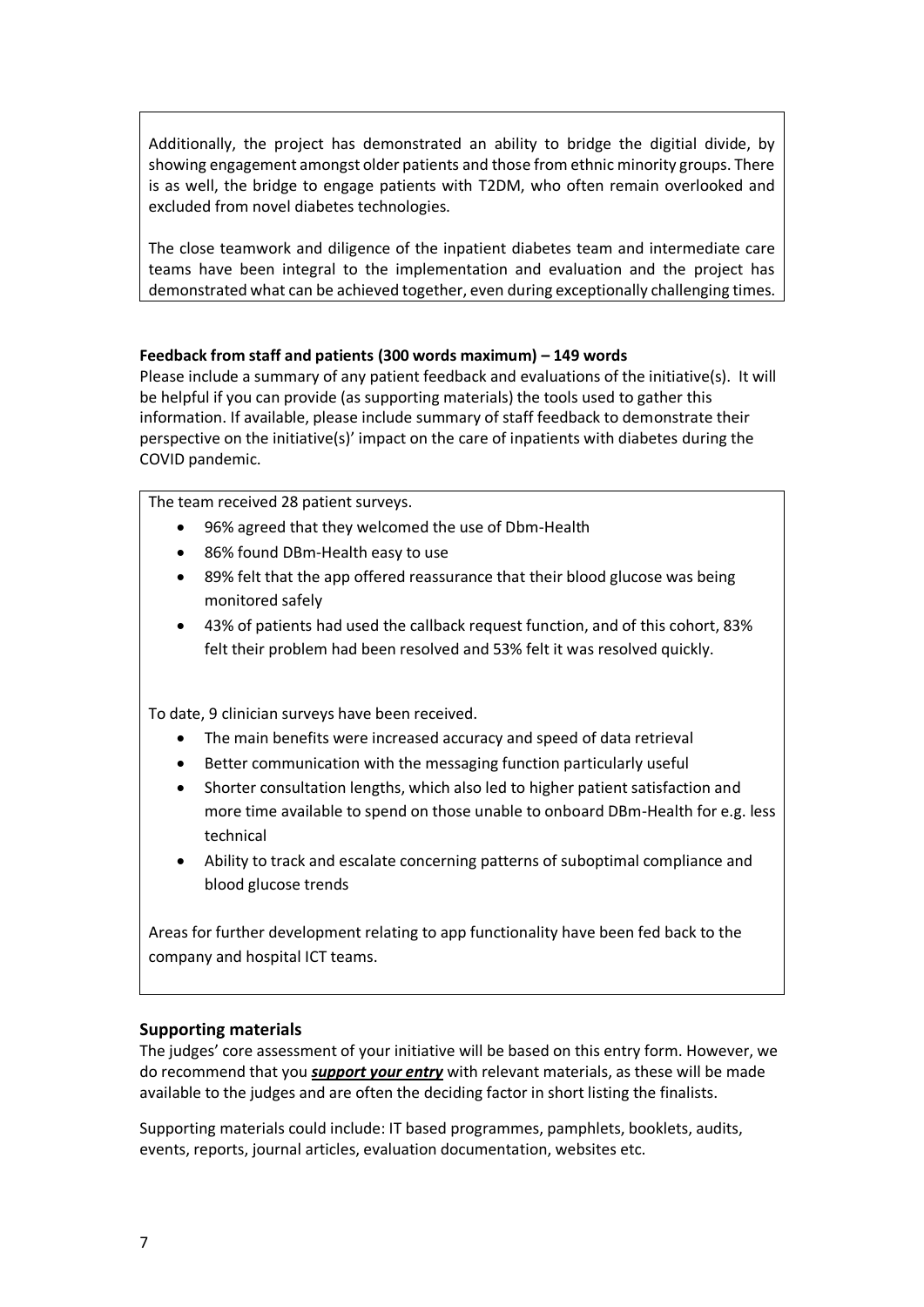Additionally, the project has demonstrated an ability to bridge the digitial divide, by showing engagement amongst older patients and those from ethnic minority groups. There is as well, the bridge to engage patients with T2DM, who often remain overlooked and excluded from novel diabetes technologies.

The close teamwork and diligence of the inpatient diabetes team and intermediate care teams have been integral to the implementation and evaluation and the project has demonstrated what can be achieved together, even during exceptionally challenging times.

**Feedback from staff and patients (300 words maximum) – 149 words**

Please include a summary of any patient feedback and evaluations of the initiative(s). It will be helpful if you can provide (as supporting materials) the tools used to gather this information. If available, please include summary of staff feedback to demonstrate their perspective on the initiative(s)' impact on the care of inpatients with diabetes during the COVID pandemic.

The team received 28 patient surveys.

- 96% agreed that they welcomed the use of Dbm-Health
- 86% found DBm-Health easy to use
- 89% felt that the app offered reassurance that their blood glucose was being monitored safely
- 43% of patients had used the callback request function, and of this cohort, 83% felt their problem had been resolved and 53% felt it was resolved quickly.

To date, 9 clinician surveys have been received.

- The main benefits were increased accuracy and speed of data retrieval
- Better communication with the messaging function particularly useful
- Shorter consultation lengths, which also led to higher patient satisfaction and more time available to spend on those unable to onboard DBm-Health for e.g. less technical
- Ability to track and escalate concerning patterns of suboptimal compliance and blood glucose trends

Areas for further development relating to app functionality have been fed back to the company and hospital ICT teams.

## Supporting materials

The judges' core assessment of your initiative will be based on this entry form. However, we do recommend that you ***support your entry*** with relevant materials, as these will be made available to the judges and are often the deciding factor in short listing the finalists.

Supporting materials could include: IT based programmes, pamphlets, booklets, audits, events, reports, journal articles, evaluation documentation, websites etc.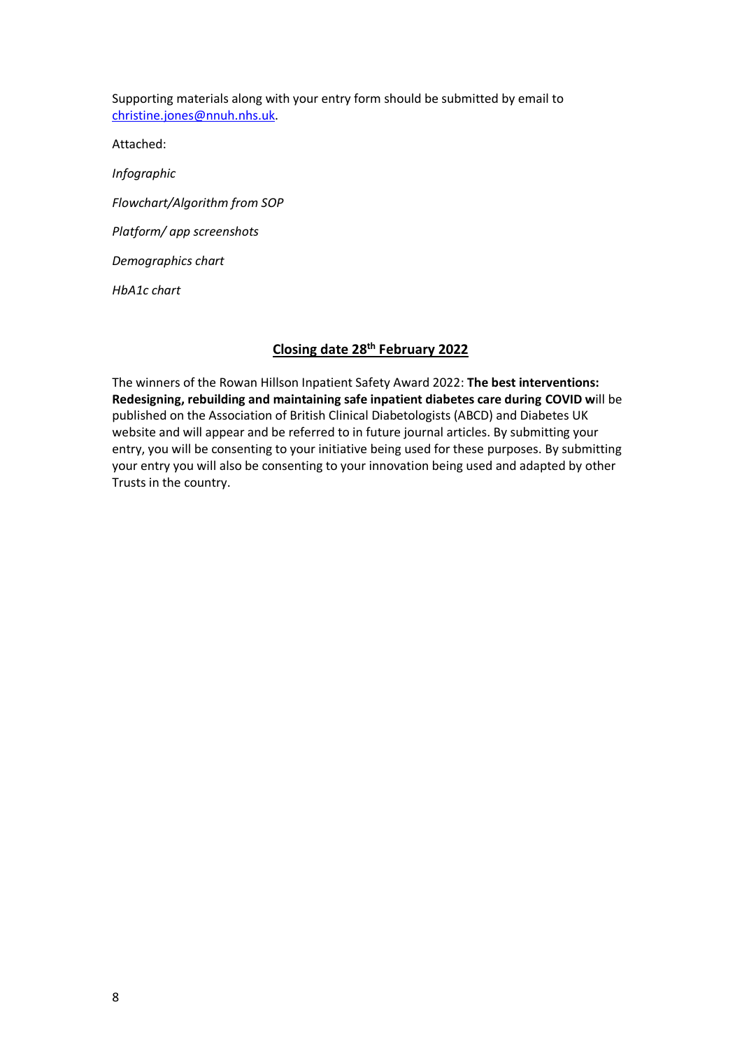Supporting materials along with your entry form should be submitted by email to christine.jones@nnuh.nhs.uk.

Attached:

*Infographic*

*Flowchart/Algorithm from SOP*

*Platform/ app screenshots*

*Demographics chart*

*HbA1c chart*

**Closing date 28th February 2022**

The winners of the Rowan Hillson Inpatient Safety Award 2022: **The best interventions: Redesigning, rebuilding and maintaining safe inpatient diabetes care during COVID w**ill be published on the Association of British Clinical Diabetologists (ABCD) and Diabetes UK website and will appear and be referred to in future journal articles. By submitting your entry, you will be consenting to your initiative being used for these purposes. By submitting your entry you will also be consenting to your innovation being used and adapted by other Trusts in the country.